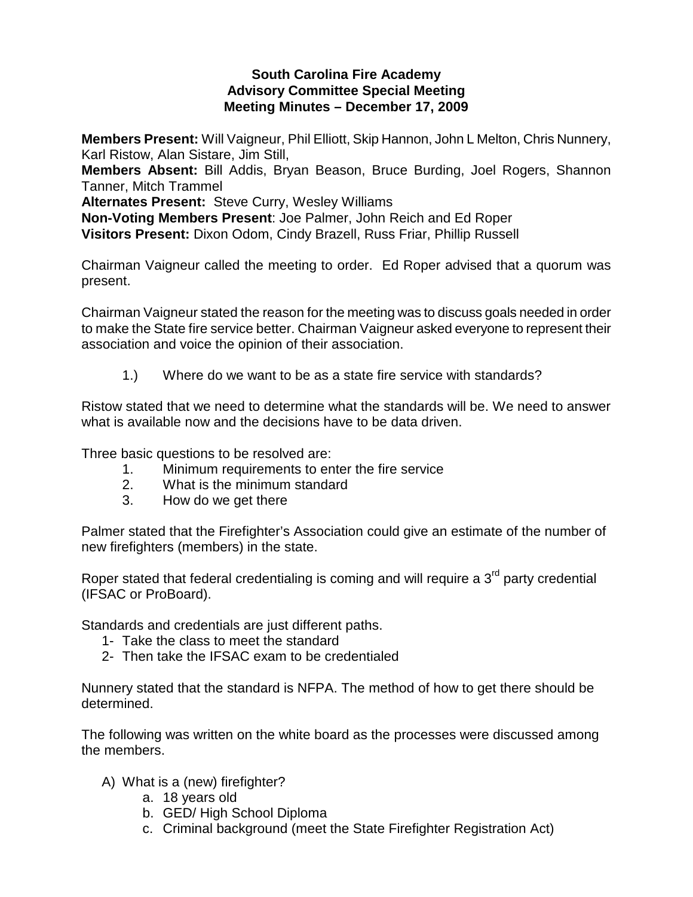# South Carolina Fire Academy
## Advisory Committee Special Meeting
## Meeting Minutes – December 17, 2009

**Members Present:** Will Vaigneur, Phil Elliott, Skip Hannon, John L Melton, Chris Nunnery, Karl Ristow, Alan Sistare, Jim Still,
**Members Absent:** Bill Addis, Bryan Beason, Bruce Burding, Joel Rogers, Shannon Tanner, Mitch Trammel
**Alternates Present:** Steve Curry, Wesley Williams
**Non-Voting Members Present**: Joe Palmer, John Reich and Ed Roper
**Visitors Present:** Dixon Odom, Cindy Brazell, Russ Friar, Phillip Russell

Chairman Vaigneur called the meeting to order. Ed Roper advised that a quorum was present.

Chairman Vaigneur stated the reason for the meeting was to discuss goals needed in order to make the State fire service better. Chairman Vaigneur asked everyone to represent their association and voice the opinion of their association.

1.) Where do we want to be as a state fire service with standards?

Ristow stated that we need to determine what the standards will be. We need to answer what is available now and the decisions have to be data driven.

Three basic questions to be resolved are:

1. Minimum requirements to enter the fire service
2. What is the minimum standard
3. How do we get there

Palmer stated that the Firefighter's Association could give an estimate of the number of new firefighters (members) in the state.

Roper stated that federal credentialing is coming and will require a 3rd party credential (IFSAC or ProBoard).

Standards and credentials are just different paths.

1- Take the class to meet the standard
2- Then take the IFSAC exam to be credentialed

Nunnery stated that the standard is NFPA. The method of how to get there should be determined.

The following was written on the white board as the processes were discussed among the members.

- A) What is a (new) firefighter?
  - a. 18 years old
  - b. GED/ High School Diploma
  - c. Criminal background (meet the State Firefighter Registration Act)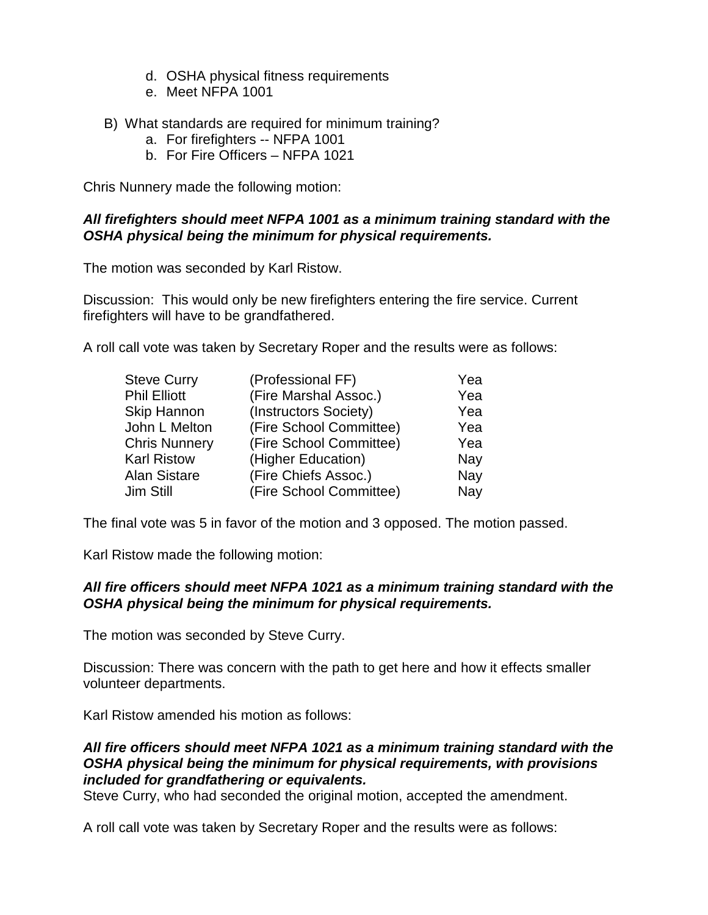d. OSHA physical fitness requirements
  e. Meet NFPA 1001

B) What standards are required for minimum training?
  a. For firefighters -- NFPA 1001
  b. For Fire Officers – NFPA 1021

Chris Nunnery made the following motion:

***All firefighters should meet NFPA 1001 as a minimum training standard with the OSHA physical being the minimum for physical requirements.***

The motion was seconded by Karl Ristow.

Discussion: This would only be new firefighters entering the fire service. Current firefighters will have to be grandfathered.

A roll call vote was taken by Secretary Roper and the results were as follows:

| | | |
|---|---|---|
| Steve Curry | (Professional FF) | Yea |
| Phil Elliott | (Fire Marshal Assoc.) | Yea |
| Skip Hannon | (Instructors Society) | Yea |
| John L Melton | (Fire School Committee) | Yea |
| Chris Nunnery | (Fire School Committee) | Yea |
| Karl Ristow | (Higher Education) | Nay |
| Alan Sistare | (Fire Chiefs Assoc.) | Nay |
| Jim Still | (Fire School Committee) | Nay |

The final vote was 5 in favor of the motion and 3 opposed. The motion passed.

Karl Ristow made the following motion:

***All fire officers should meet NFPA 1021 as a minimum training standard with the OSHA physical being the minimum for physical requirements.***

The motion was seconded by Steve Curry.

Discussion: There was concern with the path to get here and how it effects smaller volunteer departments.

Karl Ristow amended his motion as follows:

***All fire officers should meet NFPA 1021 as a minimum training standard with the OSHA physical being the minimum for physical requirements, with provisions included for grandfathering or equivalents.***
Steve Curry, who had seconded the original motion, accepted the amendment.

A roll call vote was taken by Secretary Roper and the results were as follows: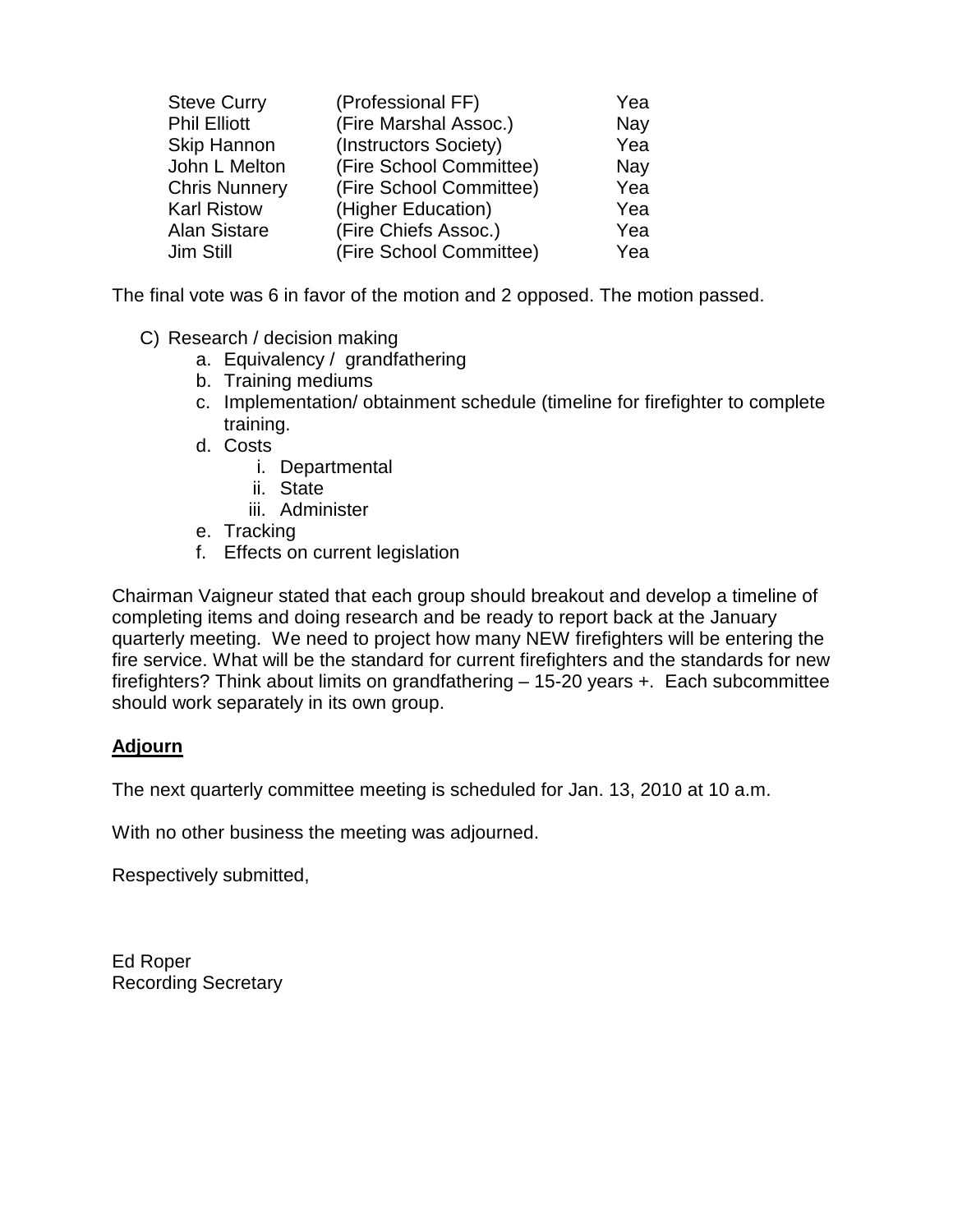| | | |
|---|---|---|
| Steve Curry | (Professional FF) | Yea |
| Phil Elliott | (Fire Marshal Assoc.) | Nay |
| Skip Hannon | (Instructors Society) | Yea |
| John L Melton | (Fire School Committee) | Nay |
| Chris Nunnery | (Fire School Committee) | Yea |
| Karl Ristow | (Higher Education) | Yea |
| Alan Sistare | (Fire Chiefs Assoc.) | Yea |
| Jim Still | (Fire School Committee) | Yea |

The final vote was 6 in favor of the motion and 2 opposed. The motion passed.

C) Research / decision making
   a. Equivalency / grandfathering
   b. Training mediums
   c. Implementation/ obtainment schedule (timeline for firefighter to complete training.
   d. Costs
      i. Departmental
      ii. State
      iii. Administer
   e. Tracking
   f. Effects on current legislation

Chairman Vaigneur stated that each group should breakout and develop a timeline of completing items and doing research and be ready to report back at the January quarterly meeting. We need to project how many NEW firefighters will be entering the fire service. What will be the standard for current firefighters and the standards for new firefighters? Think about limits on grandfathering – 15-20 years +. Each subcommittee should work separately in its own group.

## Adjourn

The next quarterly committee meeting is scheduled for Jan. 13, 2010 at 10 a.m.

With no other business the meeting was adjourned.

Respectively submitted,

Ed Roper
Recording Secretary